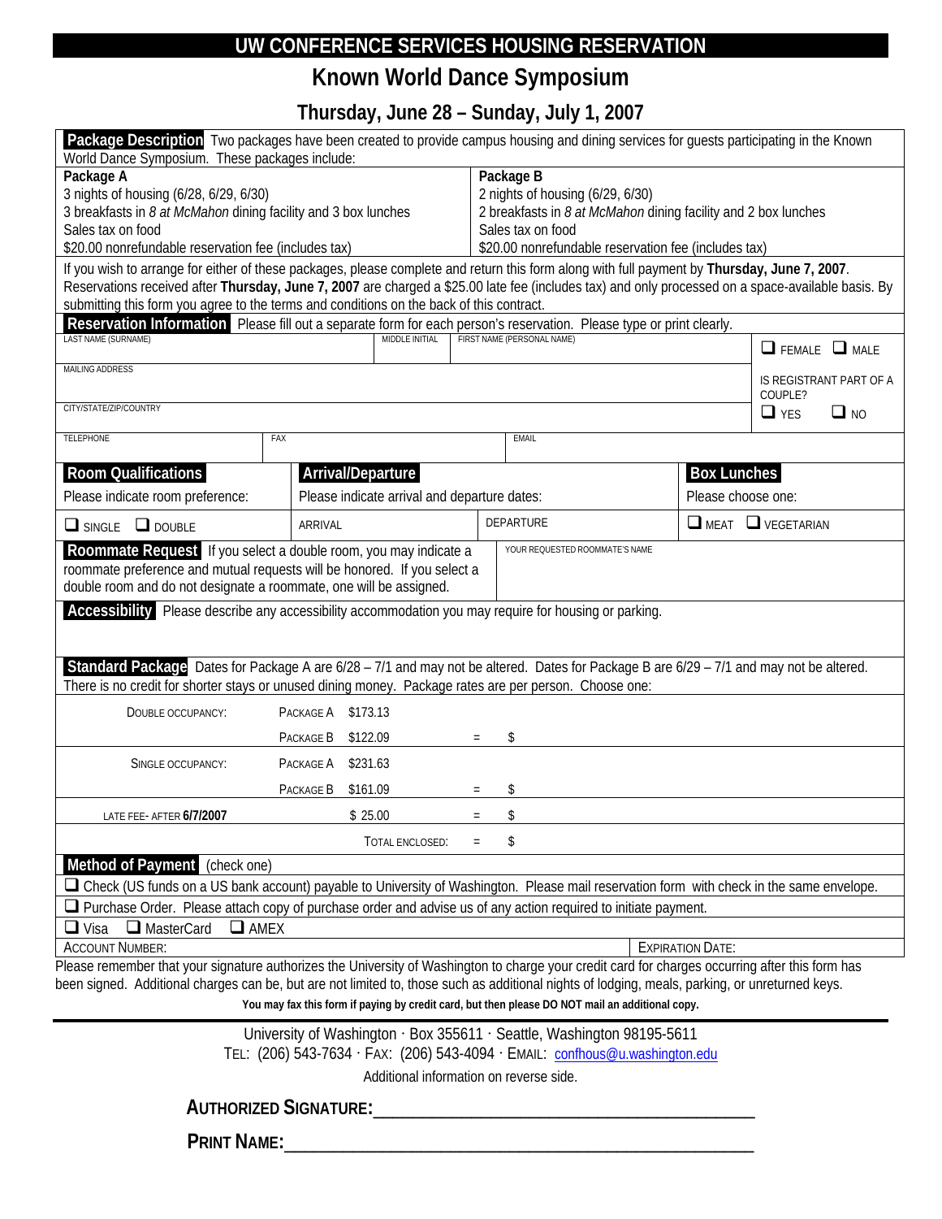# UW CONFERENCE SERVICES HOUSING RESERVATION

## Known World Dance Symposium

### Thursday, June 28 – Sunday, July 1, 2007

**Package Description** Two packages have been created to provide campus housing and dining services for guests participating in the Known World Dance Symposium. These packages include:

| Package A | Package B |
|---|---|
| 3 nights of housing (6/28, 6/29, 6/30) | 2 nights of housing (6/29, 6/30) |
| 3 breakfasts in *8 at McMahon* dining facility and 3 box lunches | 2 breakfasts in *8 at McMahon* dining facility and 2 box lunches |
| Sales tax on food | Sales tax on food |
| $20.00 nonrefundable reservation fee (includes tax) | $20.00 nonrefundable reservation fee (includes tax) |

If you wish to arrange for either of these packages, please complete and return this form along with full payment by **Thursday, June 7, 2007**. Reservations received after **Thursday, June 7, 2007** are charged a $25.00 late fee (includes tax) and only processed on a space-available basis. By submitting this form you agree to the terms and conditions on the back of this contract.

**Reservation Information** Please fill out a separate form for each person's reservation. Please type or print clearly.

| LAST NAME (SURNAME) | MIDDLE INITIAL | FIRST NAME (PERSONAL NAME) | ❑ FEMALE ❑ MALE |
|---|---|---|---|
| MAILING ADDRESS | | | IS REGISTRANT PART OF A COUPLE? |
| CITY/STATE/ZIP/COUNTRY | | | ❑ YES ❑ NO |
| TELEPHONE | FAX | EMAIL | |

| **Room Qualifications** | **Arrival/Departure** | | **Box Lunches** |
|---|---|---|---|
| Please indicate room preference: | Please indicate arrival and departure dates: | | Please choose one: |
| ❑ SINGLE ❑ DOUBLE | ARRIVAL | DEPARTURE | ❑ MEAT ❑ VEGETARIAN |

**Roommate Request** If you select a double room, you may indicate a roommate preference and mutual requests will be honored. If you select a double room and do not designate a roommate, one will be assigned.

YOUR REQUESTED ROOMMATE'S NAME

**Accessibility** Please describe any accessibility accommodation you may require for housing or parking.

**Standard Package** Dates for Package A are 6/28 – 7/1 and may not be altered. Dates for Package B are 6/29 – 7/1 and may not be altered. There is no credit for shorter stays or unused dining money. Package rates are per person. Choose one:

| | | | | |
|---|---|---|---|---|
| DOUBLE OCCUPANCY: | PACKAGE A | $173.13 | | |
| | PACKAGE B | $122.09 | = | $ |
| SINGLE OCCUPANCY: | PACKAGE A | $231.63 | | |
| | PACKAGE B | $161.09 | = | $ |
| LATE FEE- AFTER **6/7/2007** | | $ 25.00 | = | $ |
| | | TOTAL ENCLOSED: | = | $ |

**Method of Payment** (check one)

❑ Check (US funds on a US bank account) payable to University of Washington. Please mail reservation form with check in the same envelope.

❑ Purchase Order. Please attach copy of purchase order and advise us of any action required to initiate payment.

❑ Visa ❑ MasterCard ❑ AMEX

ACCOUNT NUMBER: EXPIRATION DATE:

Please remember that your signature authorizes the University of Washington to charge your credit card for charges occurring after this form has been signed. Additional charges can be, but are not limited to, those such as additional nights of lodging, meals, parking, or unreturned keys.

**You may fax this form if paying by credit card, but then please DO NOT mail an additional copy.**

University of Washington · Box 355611 · Seattle, Washington 98195-5611
TEL: (206) 543-7634 · FAX: (206) 543-4094 · EMAIL: confhous@u.washington.edu

Additional information on reverse side.

**AUTHORIZED SIGNATURE:**\_\_\_\_\_\_\_\_\_\_\_\_\_\_\_\_\_\_\_\_\_\_\_\_\_\_\_\_\_\_\_\_\_\_\_\_\_\_\_\_

**PRINT NAME:**\_\_\_\_\_\_\_\_\_\_\_\_\_\_\_\_\_\_\_\_\_\_\_\_\_\_\_\_\_\_\_\_\_\_\_\_\_\_\_\_\_\_\_\_\_\_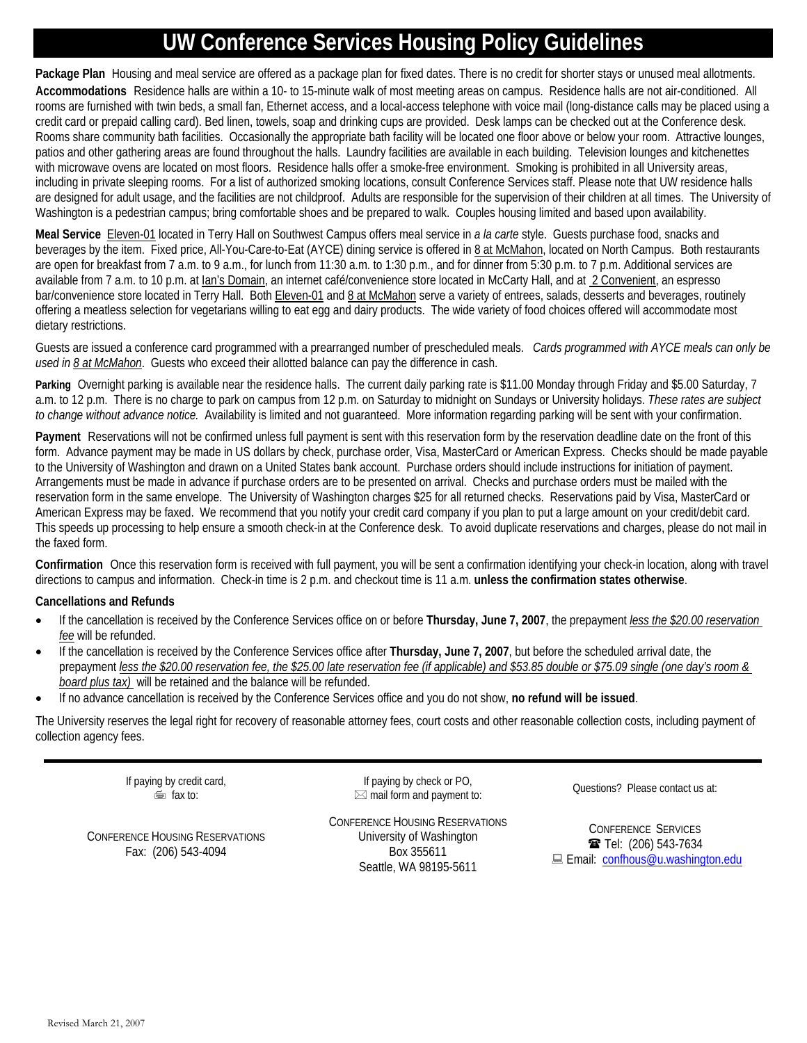# UW Conference Services Housing Policy Guidelines

**Package Plan** Housing and meal service are offered as a package plan for fixed dates. There is no credit for shorter stays or unused meal allotments.

**Accommodations** Residence halls are within a 10- to 15-minute walk of most meeting areas on campus. Residence halls are not air-conditioned. All rooms are furnished with twin beds, a small fan, Ethernet access, and a local-access telephone with voice mail (long-distance calls may be placed using a credit card or prepaid calling card). Bed linen, towels, soap and drinking cups are provided. Desk lamps can be checked out at the Conference desk. Rooms share community bath facilities. Occasionally the appropriate bath facility will be located one floor above or below your room. Attractive lounges, patios and other gathering areas are found throughout the halls. Laundry facilities are available in each building. Television lounges and kitchenettes with microwave ovens are located on most floors. Residence halls offer a smoke-free environment. Smoking is prohibited in all University areas, including in private sleeping rooms. For a list of authorized smoking locations, consult Conference Services staff. Please note that UW residence halls are designed for adult usage, and the facilities are not childproof. Adults are responsible for the supervision of their children at all times. The University of Washington is a pedestrian campus; bring comfortable shoes and be prepared to walk. Couples housing limited and based upon availability.

**Meal Service** Eleven-01 located in Terry Hall on Southwest Campus offers meal service in *a la carte* style. Guests purchase food, snacks and beverages by the item. Fixed price, All-You-Care-to-Eat (AYCE) dining service is offered in 8 at McMahon, located on North Campus. Both restaurants are open for breakfast from 7 a.m. to 9 a.m., for lunch from 11:30 a.m. to 1:30 p.m., and for dinner from 5:30 p.m. to 7 p.m. Additional services are available from 7 a.m. to 10 p.m. at Ian's Domain, an internet café/convenience store located in McCarty Hall, and at 2 Convenient, an espresso bar/convenience store located in Terry Hall. Both Eleven-01 and 8 at McMahon serve a variety of entrees, salads, desserts and beverages, routinely offering a meatless selection for vegetarians willing to eat egg and dairy products. The wide variety of food choices offered will accommodate most dietary restrictions.

Guests are issued a conference card programmed with a prearranged number of prescheduled meals. *Cards programmed with AYCE meals can only be used in 8 at McMahon*. Guests who exceed their allotted balance can pay the difference in cash.

**Parking** Overnight parking is available near the residence halls. The current daily parking rate is $11.00 Monday through Friday and $5.00 Saturday, 7 a.m. to 12 p.m. There is no charge to park on campus from 12 p.m. on Saturday to midnight on Sundays or University holidays. *These rates are subject to change without advance notice.* Availability is limited and not guaranteed. More information regarding parking will be sent with your confirmation.

**Payment** Reservations will not be confirmed unless full payment is sent with this reservation form by the reservation deadline date on the front of this form. Advance payment may be made in US dollars by check, purchase order, Visa, MasterCard or American Express. Checks should be made payable to the University of Washington and drawn on a United States bank account. Purchase orders should include instructions for initiation of payment. Arrangements must be made in advance if purchase orders are to be presented on arrival. Checks and purchase orders must be mailed with the reservation form in the same envelope. The University of Washington charges $25 for all returned checks. Reservations paid by Visa, MasterCard or American Express may be faxed. We recommend that you notify your credit card company if you plan to put a large amount on your credit/debit card. This speeds up processing to help ensure a smooth check-in at the Conference desk. To avoid duplicate reservations and charges, please do not mail in the faxed form.

**Confirmation** Once this reservation form is received with full payment, you will be sent a confirmation identifying your check-in location, along with travel directions to campus and information. Check-in time is 2 p.m. and checkout time is 11 a.m. **unless the confirmation states otherwise**.

**Cancellations and Refunds**

- If the cancellation is received by the Conference Services office on or before **Thursday, June 7, 2007**, the prepayment *less the $20.00 reservation fee* will be refunded.
- If the cancellation is received by the Conference Services office after **Thursday, June 7, 2007**, but before the scheduled arrival date, the prepayment *less the $20.00 reservation fee, the $25.00 late reservation fee (if applicable) and $53.85 double or $75.09 single (one day's room & board plus tax)* will be retained and the balance will be refunded.
- If no advance cancellation is received by the Conference Services office and you do not show, **no refund will be issued**.

The University reserves the legal right for recovery of reasonable attorney fees, court costs and other reasonable collection costs, including payment of collection agency fees.

---

| If paying by credit card, fax to: | If paying by check or PO, mail form and payment to: | Questions? Please contact us at: |
|---|---|---|
| CONFERENCE HOUSING RESERVATIONS<br>Fax: (206) 543-4094 | CONFERENCE HOUSING RESERVATIONS<br>University of Washington<br>Box 355611<br>Seattle, WA 98195-5611 | CONFERENCE SERVICES<br>Tel: (206) 543-7634<br>Email: confhous@u.washington.edu |

Revised March 21, 2007